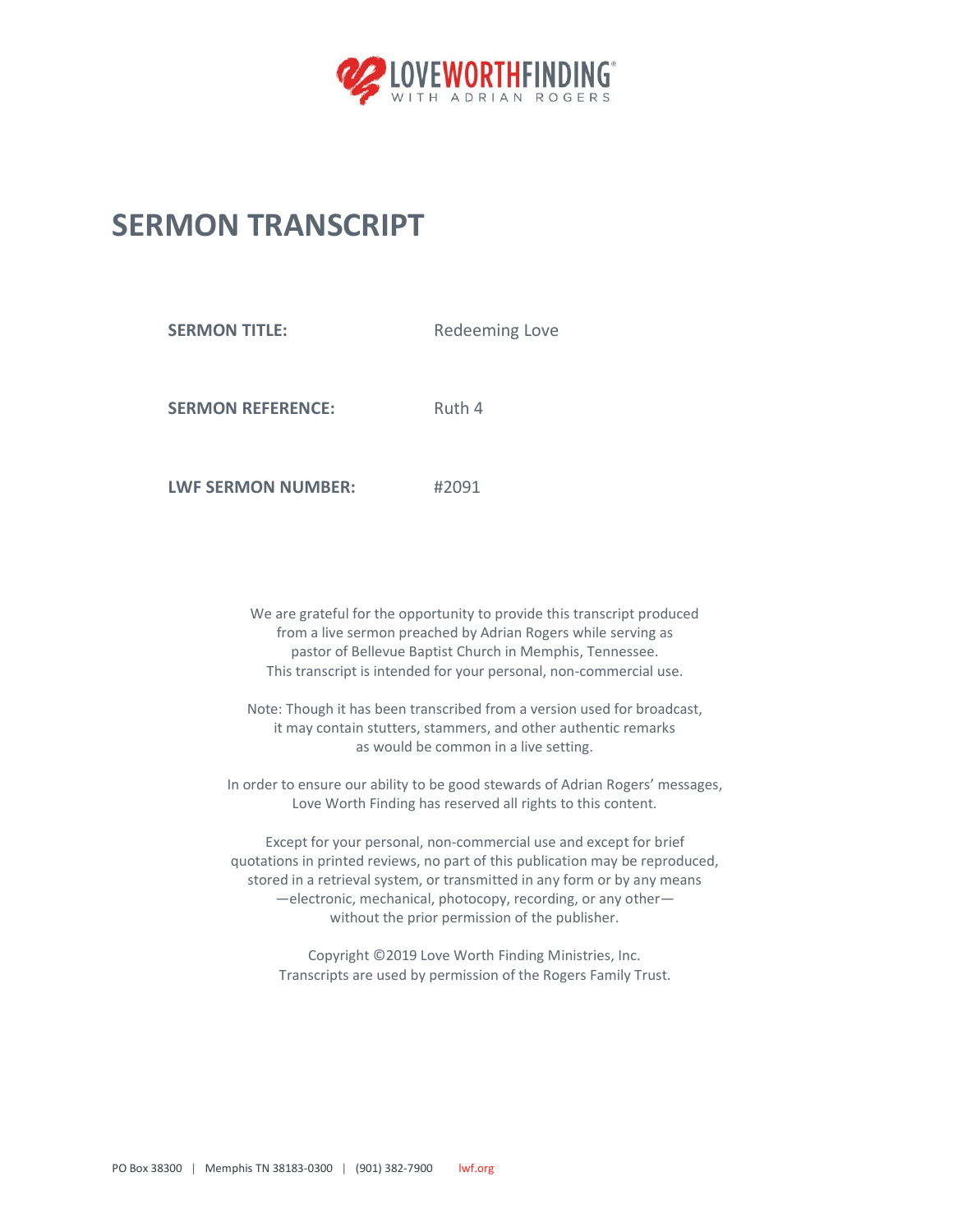LOVEWORTHFINDING®
WITH ADRIAN ROGERS

# SERMON TRANSCRIPT

**SERMON TITLE:** Redeeming Love

**SERMON REFERENCE:** Ruth 4

**LWF SERMON NUMBER:** #2091

We are grateful for the opportunity to provide this transcript produced from a live sermon preached by Adrian Rogers while serving as pastor of Bellevue Baptist Church in Memphis, Tennessee. This transcript is intended for your personal, non-commercial use.

Note: Though it has been transcribed from a version used for broadcast, it may contain stutters, stammers, and other authentic remarks as would be common in a live setting.

In order to ensure our ability to be good stewards of Adrian Rogers' messages, Love Worth Finding has reserved all rights to this content.

Except for your personal, non-commercial use and except for brief quotations in printed reviews, no part of this publication may be reproduced, stored in a retrieval system, or transmitted in any form or by any means —electronic, mechanical, photocopy, recording, or any other— without the prior permission of the publisher.

Copyright ©2019 Love Worth Finding Ministries, Inc.
Transcripts are used by permission of the Rogers Family Trust.

PO Box 38300 | Memphis TN 38183-0300 | (901) 382-7900 lwf.org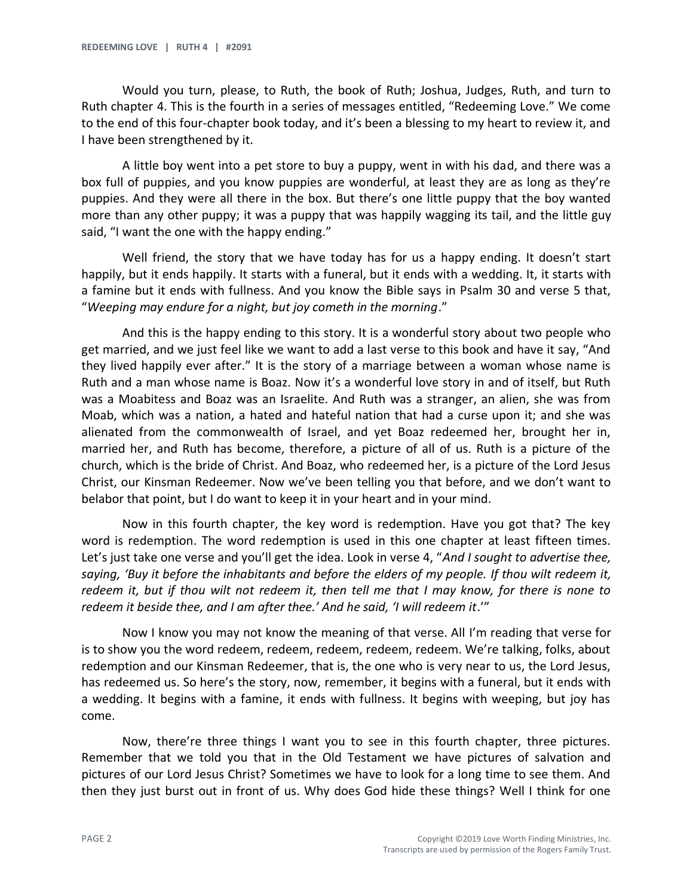Would you turn, please, to Ruth, the book of Ruth; Joshua, Judges, Ruth, and turn to Ruth chapter 4. This is the fourth in a series of messages entitled, "Redeeming Love." We come to the end of this four-chapter book today, and it's been a blessing to my heart to review it, and I have been strengthened by it.

A little boy went into a pet store to buy a puppy, went in with his dad, and there was a box full of puppies, and you know puppies are wonderful, at least they are as long as they're puppies. And they were all there in the box. But there's one little puppy that the boy wanted more than any other puppy; it was a puppy that was happily wagging its tail, and the little guy said, "I want the one with the happy ending."

Well friend, the story that we have today has for us a happy ending. It doesn't start happily, but it ends happily. It starts with a funeral, but it ends with a wedding. It, it starts with a famine but it ends with fullness. And you know the Bible says in Psalm 30 and verse 5 that, "*Weeping may endure for a night, but joy cometh in the morning*."

And this is the happy ending to this story. It is a wonderful story about two people who get married, and we just feel like we want to add a last verse to this book and have it say, "And they lived happily ever after." It is the story of a marriage between a woman whose name is Ruth and a man whose name is Boaz. Now it's a wonderful love story in and of itself, but Ruth was a Moabitess and Boaz was an Israelite. And Ruth was a stranger, an alien, she was from Moab, which was a nation, a hated and hateful nation that had a curse upon it; and she was alienated from the commonwealth of Israel, and yet Boaz redeemed her, brought her in, married her, and Ruth has become, therefore, a picture of all of us. Ruth is a picture of the church, which is the bride of Christ. And Boaz, who redeemed her, is a picture of the Lord Jesus Christ, our Kinsman Redeemer. Now we've been telling you that before, and we don't want to belabor that point, but I do want to keep it in your heart and in your mind.

Now in this fourth chapter, the key word is redemption. Have you got that? The key word is redemption. The word redemption is used in this one chapter at least fifteen times. Let's just take one verse and you'll get the idea. Look in verse 4, "*And I sought to advertise thee, saying, 'Buy it before the inhabitants and before the elders of my people. If thou wilt redeem it, redeem it, but if thou wilt not redeem it, then tell me that I may know, for there is none to redeem it beside thee, and I am after thee.' And he said, 'I will redeem it*.'"

Now I know you may not know the meaning of that verse. All I'm reading that verse for is to show you the word redeem, redeem, redeem, redeem, redeem. We're talking, folks, about redemption and our Kinsman Redeemer, that is, the one who is very near to us, the Lord Jesus, has redeemed us. So here's the story, now, remember, it begins with a funeral, but it ends with a wedding. It begins with a famine, it ends with fullness. It begins with weeping, but joy has come.

Now, there're three things I want you to see in this fourth chapter, three pictures. Remember that we told you that in the Old Testament we have pictures of salvation and pictures of our Lord Jesus Christ? Sometimes we have to look for a long time to see them. And then they just burst out in front of us. Why does God hide these things? Well I think for one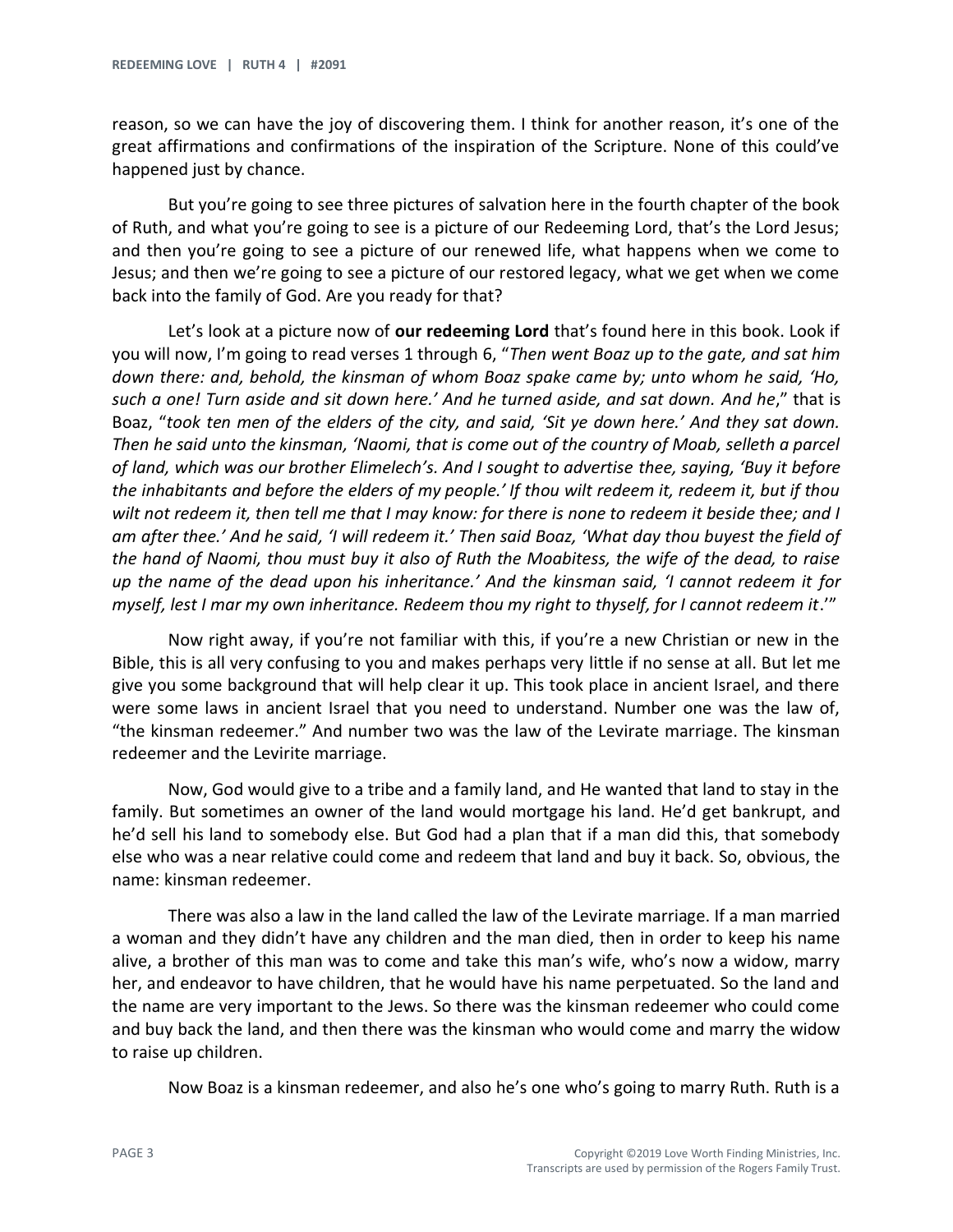reason, so we can have the joy of discovering them. I think for another reason, it's one of the great affirmations and confirmations of the inspiration of the Scripture. None of this could've happened just by chance.

But you're going to see three pictures of salvation here in the fourth chapter of the book of Ruth, and what you're going to see is a picture of our Redeeming Lord, that's the Lord Jesus; and then you're going to see a picture of our renewed life, what happens when we come to Jesus; and then we're going to see a picture of our restored legacy, what we get when we come back into the family of God. Are you ready for that?

Let's look at a picture now of **our redeeming Lord** that's found here in this book. Look if you will now, I'm going to read verses 1 through 6, "*Then went Boaz up to the gate, and sat him down there: and, behold, the kinsman of whom Boaz spake came by; unto whom he said, 'Ho, such a one! Turn aside and sit down here.' And he turned aside, and sat down. And he*," that is Boaz, "*took ten men of the elders of the city, and said, 'Sit ye down here.' And they sat down. Then he said unto the kinsman, 'Naomi, that is come out of the country of Moab, selleth a parcel of land, which was our brother Elimelech's. And I sought to advertise thee, saying, 'Buy it before the inhabitants and before the elders of my people.' If thou wilt redeem it, redeem it, but if thou wilt not redeem it, then tell me that I may know: for there is none to redeem it beside thee; and I am after thee.' And he said, 'I will redeem it.' Then said Boaz, 'What day thou buyest the field of the hand of Naomi, thou must buy it also of Ruth the Moabitess, the wife of the dead, to raise up the name of the dead upon his inheritance.' And the kinsman said, 'I cannot redeem it for myself, lest I mar my own inheritance. Redeem thou my right to thyself, for I cannot redeem it*.'"

Now right away, if you're not familiar with this, if you're a new Christian or new in the Bible, this is all very confusing to you and makes perhaps very little if no sense at all. But let me give you some background that will help clear it up. This took place in ancient Israel, and there were some laws in ancient Israel that you need to understand. Number one was the law of, "the kinsman redeemer." And number two was the law of the Levirate marriage. The kinsman redeemer and the Levirite marriage.

Now, God would give to a tribe and a family land, and He wanted that land to stay in the family. But sometimes an owner of the land would mortgage his land. He'd get bankrupt, and he'd sell his land to somebody else. But God had a plan that if a man did this, that somebody else who was a near relative could come and redeem that land and buy it back. So, obvious, the name: kinsman redeemer.

There was also a law in the land called the law of the Levirate marriage. If a man married a woman and they didn't have any children and the man died, then in order to keep his name alive, a brother of this man was to come and take this man's wife, who's now a widow, marry her, and endeavor to have children, that he would have his name perpetuated. So the land and the name are very important to the Jews. So there was the kinsman redeemer who could come and buy back the land, and then there was the kinsman who would come and marry the widow to raise up children.

Now Boaz is a kinsman redeemer, and also he's one who's going to marry Ruth. Ruth is a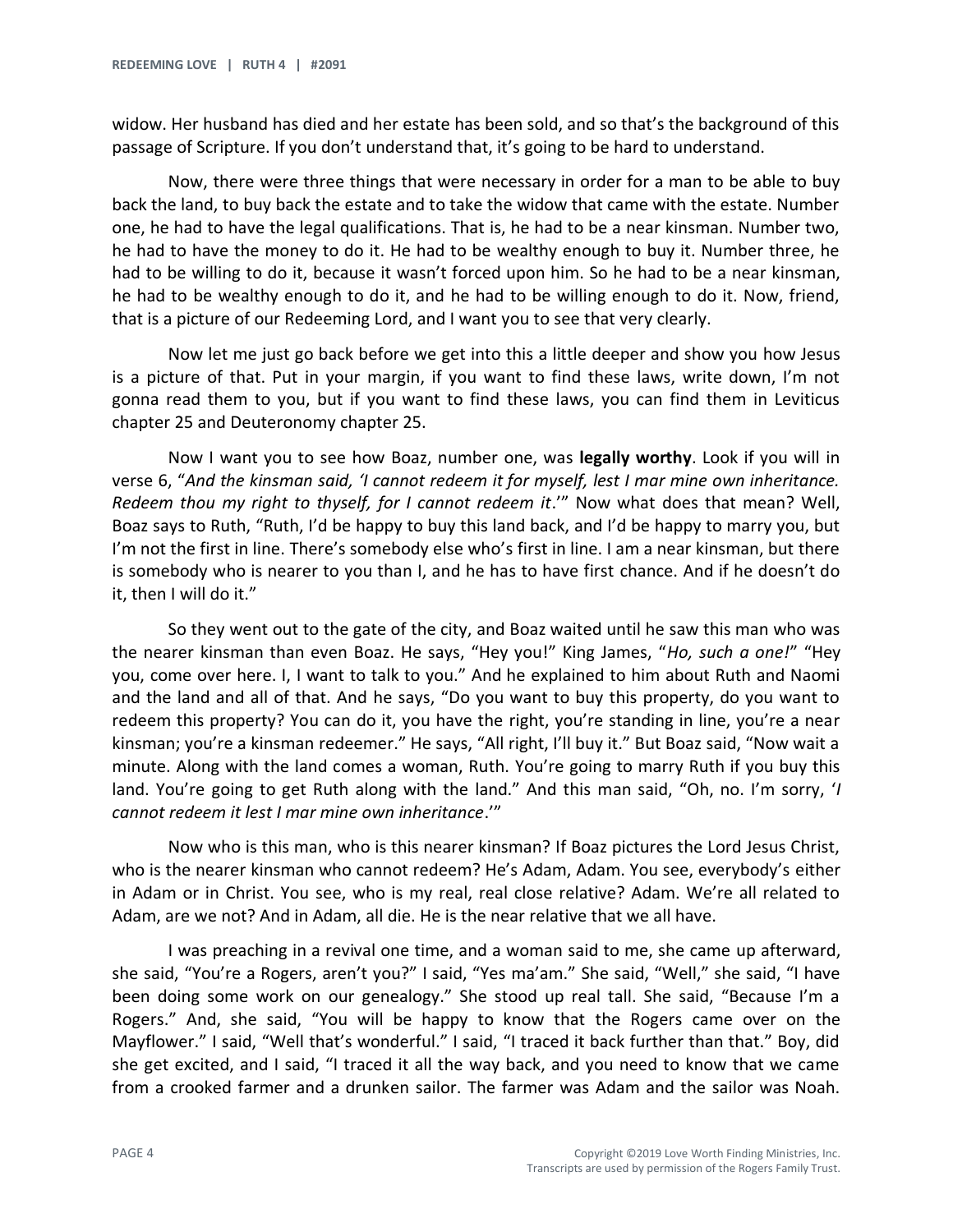widow. Her husband has died and her estate has been sold, and so that's the background of this passage of Scripture. If you don't understand that, it's going to be hard to understand.

Now, there were three things that were necessary in order for a man to be able to buy back the land, to buy back the estate and to take the widow that came with the estate. Number one, he had to have the legal qualifications. That is, he had to be a near kinsman. Number two, he had to have the money to do it. He had to be wealthy enough to buy it. Number three, he had to be willing to do it, because it wasn't forced upon him. So he had to be a near kinsman, he had to be wealthy enough to do it, and he had to be willing enough to do it. Now, friend, that is a picture of our Redeeming Lord, and I want you to see that very clearly.

Now let me just go back before we get into this a little deeper and show you how Jesus is a picture of that. Put in your margin, if you want to find these laws, write down, I'm not gonna read them to you, but if you want to find these laws, you can find them in Leviticus chapter 25 and Deuteronomy chapter 25.

Now I want you to see how Boaz, number one, was **legally worthy**. Look if you will in verse 6, "*And the kinsman said, 'I cannot redeem it for myself, lest I mar mine own inheritance. Redeem thou my right to thyself, for I cannot redeem it*.'" Now what does that mean? Well, Boaz says to Ruth, "Ruth, I'd be happy to buy this land back, and I'd be happy to marry you, but I'm not the first in line. There's somebody else who's first in line. I am a near kinsman, but there is somebody who is nearer to you than I, and he has to have first chance. And if he doesn't do it, then I will do it."

So they went out to the gate of the city, and Boaz waited until he saw this man who was the nearer kinsman than even Boaz. He says, "Hey you!" King James, "*Ho, such a one!*" "Hey you, come over here. I, I want to talk to you." And he explained to him about Ruth and Naomi and the land and all of that. And he says, "Do you want to buy this property, do you want to redeem this property? You can do it, you have the right, you're standing in line, you're a near kinsman; you're a kinsman redeemer." He says, "All right, I'll buy it." But Boaz said, "Now wait a minute. Along with the land comes a woman, Ruth. You're going to marry Ruth if you buy this land. You're going to get Ruth along with the land." And this man said, "Oh, no. I'm sorry, '*I cannot redeem it lest I mar mine own inheritance*.'"

Now who is this man, who is this nearer kinsman? If Boaz pictures the Lord Jesus Christ, who is the nearer kinsman who cannot redeem? He's Adam, Adam. You see, everybody's either in Adam or in Christ. You see, who is my real, real close relative? Adam. We're all related to Adam, are we not? And in Adam, all die. He is the near relative that we all have.

I was preaching in a revival one time, and a woman said to me, she came up afterward, she said, "You're a Rogers, aren't you?" I said, "Yes ma'am." She said, "Well," she said, "I have been doing some work on our genealogy." She stood up real tall. She said, "Because I'm a Rogers." And, she said, "You will be happy to know that the Rogers came over on the Mayflower." I said, "Well that's wonderful." I said, "I traced it back further than that." Boy, did she get excited, and I said, "I traced it all the way back, and you need to know that we came from a crooked farmer and a drunken sailor. The farmer was Adam and the sailor was Noah.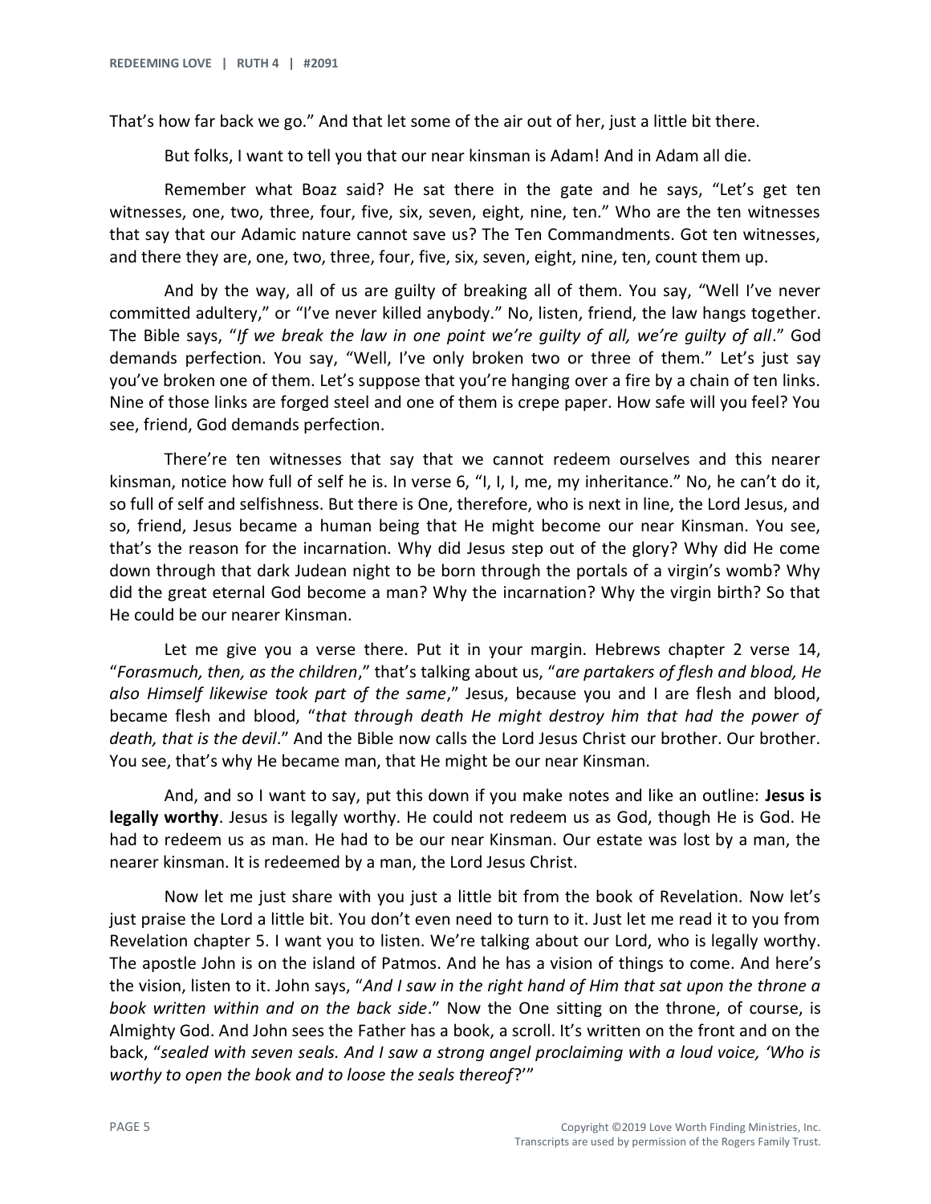That's how far back we go." And that let some of the air out of her, just a little bit there.

But folks, I want to tell you that our near kinsman is Adam! And in Adam all die.

Remember what Boaz said? He sat there in the gate and he says, "Let's get ten witnesses, one, two, three, four, five, six, seven, eight, nine, ten." Who are the ten witnesses that say that our Adamic nature cannot save us? The Ten Commandments. Got ten witnesses, and there they are, one, two, three, four, five, six, seven, eight, nine, ten, count them up.

And by the way, all of us are guilty of breaking all of them. You say, "Well I've never committed adultery," or "I've never killed anybody." No, listen, friend, the law hangs together. The Bible says, "*If we break the law in one point we're guilty of all, we're guilty of all*." God demands perfection. You say, "Well, I've only broken two or three of them." Let's just say you've broken one of them. Let's suppose that you're hanging over a fire by a chain of ten links. Nine of those links are forged steel and one of them is crepe paper. How safe will you feel? You see, friend, God demands perfection.

There're ten witnesses that say that we cannot redeem ourselves and this nearer kinsman, notice how full of self he is. In verse 6, "I, I, I, me, my inheritance." No, he can't do it, so full of self and selfishness. But there is One, therefore, who is next in line, the Lord Jesus, and so, friend, Jesus became a human being that He might become our near Kinsman. You see, that's the reason for the incarnation. Why did Jesus step out of the glory? Why did He come down through that dark Judean night to be born through the portals of a virgin's womb? Why did the great eternal God become a man? Why the incarnation? Why the virgin birth? So that He could be our nearer Kinsman.

Let me give you a verse there. Put it in your margin. Hebrews chapter 2 verse 14, "*Forasmuch, then, as the children*," that's talking about us, "*are partakers of flesh and blood, He also Himself likewise took part of the same*," Jesus, because you and I are flesh and blood, became flesh and blood, "*that through death He might destroy him that had the power of death, that is the devil*." And the Bible now calls the Lord Jesus Christ our brother. Our brother. You see, that's why He became man, that He might be our near Kinsman.

And, and so I want to say, put this down if you make notes and like an outline: **Jesus is legally worthy**. Jesus is legally worthy. He could not redeem us as God, though He is God. He had to redeem us as man. He had to be our near Kinsman. Our estate was lost by a man, the nearer kinsman. It is redeemed by a man, the Lord Jesus Christ.

Now let me just share with you just a little bit from the book of Revelation. Now let's just praise the Lord a little bit. You don't even need to turn to it. Just let me read it to you from Revelation chapter 5. I want you to listen. We're talking about our Lord, who is legally worthy. The apostle John is on the island of Patmos. And he has a vision of things to come. And here's the vision, listen to it. John says, "*And I saw in the right hand of Him that sat upon the throne a book written within and on the back side*." Now the One sitting on the throne, of course, is Almighty God. And John sees the Father has a book, a scroll. It's written on the front and on the back, "*sealed with seven seals. And I saw a strong angel proclaiming with a loud voice, 'Who is worthy to open the book and to loose the seals thereof*?'"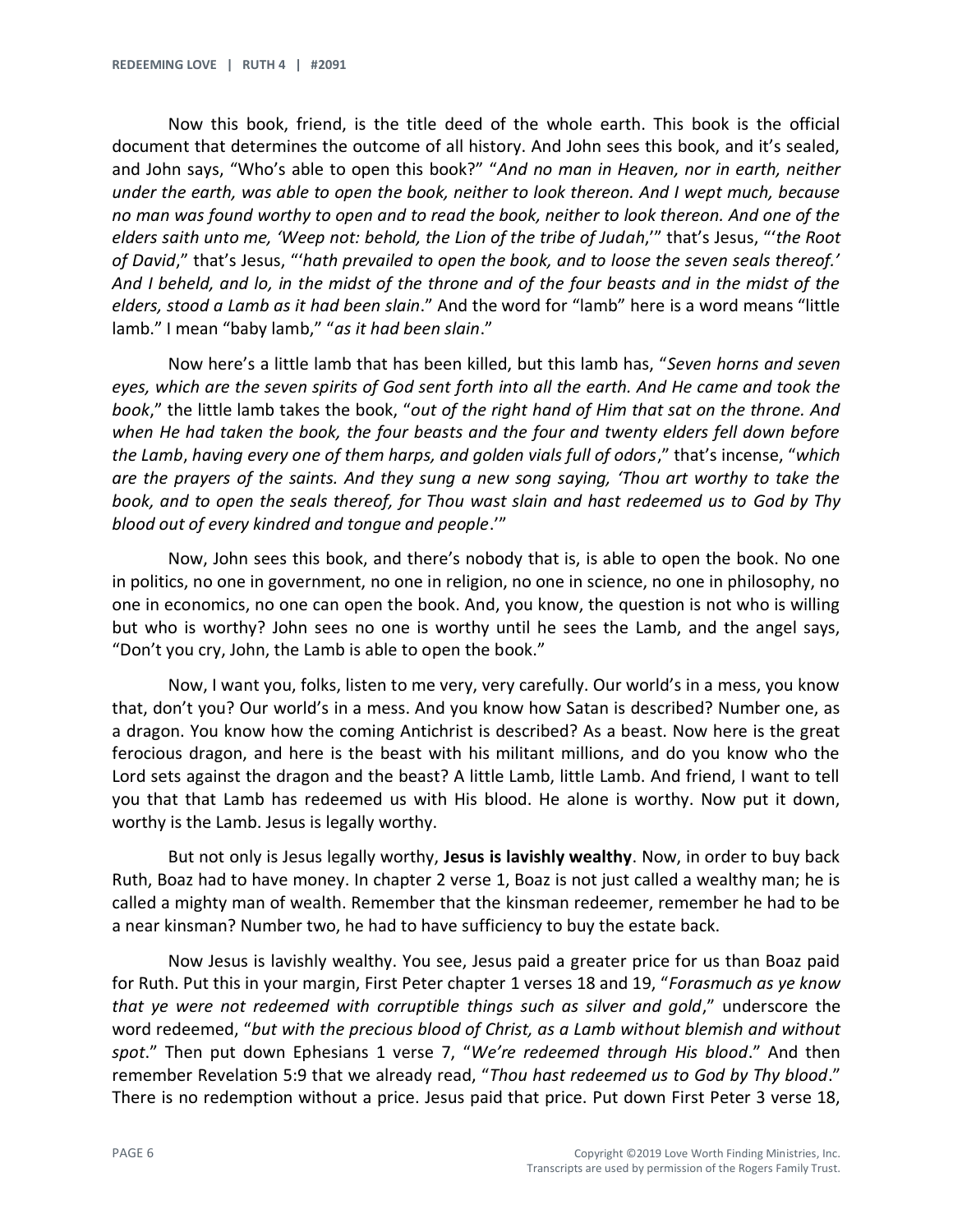Now this book, friend, is the title deed of the whole earth. This book is the official document that determines the outcome of all history. And John sees this book, and it's sealed, and John says, "Who's able to open this book?" "*And no man in Heaven, nor in earth, neither under the earth, was able to open the book, neither to look thereon. And I wept much, because no man was found worthy to open and to read the book, neither to look thereon. And one of the elders saith unto me, 'Weep not: behold, the Lion of the tribe of Judah*,'" that's Jesus, "'*the Root of David*," that's Jesus, "'*hath prevailed to open the book, and to loose the seven seals thereof.' And I beheld, and lo, in the midst of the throne and of the four beasts and in the midst of the elders, stood a Lamb as it had been slain*." And the word for "lamb" here is a word means "little lamb." I mean "baby lamb," "*as it had been slain*."

Now here's a little lamb that has been killed, but this lamb has, "*Seven horns and seven eyes, which are the seven spirits of God sent forth into all the earth. And He came and took the book*," the little lamb takes the book, "*out of the right hand of Him that sat on the throne. And when He had taken the book, the four beasts and the four and twenty elders fell down before the Lamb*, *having every one of them harps, and golden vials full of odors*," that's incense, "*which are the prayers of the saints. And they sung a new song saying, 'Thou art worthy to take the book, and to open the seals thereof, for Thou wast slain and hast redeemed us to God by Thy blood out of every kindred and tongue and people*.'"

Now, John sees this book, and there's nobody that is, is able to open the book. No one in politics, no one in government, no one in religion, no one in science, no one in philosophy, no one in economics, no one can open the book. And, you know, the question is not who is willing but who is worthy? John sees no one is worthy until he sees the Lamb, and the angel says, "Don't you cry, John, the Lamb is able to open the book."

Now, I want you, folks, listen to me very, very carefully. Our world's in a mess, you know that, don't you? Our world's in a mess. And you know how Satan is described? Number one, as a dragon. You know how the coming Antichrist is described? As a beast. Now here is the great ferocious dragon, and here is the beast with his militant millions, and do you know who the Lord sets against the dragon and the beast? A little Lamb, little Lamb. And friend, I want to tell you that that Lamb has redeemed us with His blood. He alone is worthy. Now put it down, worthy is the Lamb. Jesus is legally worthy.

But not only is Jesus legally worthy, **Jesus is lavishly wealthy**. Now, in order to buy back Ruth, Boaz had to have money. In chapter 2 verse 1, Boaz is not just called a wealthy man; he is called a mighty man of wealth. Remember that the kinsman redeemer, remember he had to be a near kinsman? Number two, he had to have sufficiency to buy the estate back.

Now Jesus is lavishly wealthy. You see, Jesus paid a greater price for us than Boaz paid for Ruth. Put this in your margin, First Peter chapter 1 verses 18 and 19, "*Forasmuch as ye know that ye were not redeemed with corruptible things such as silver and gold*," underscore the word redeemed, "*but with the precious blood of Christ, as a Lamb without blemish and without spot*." Then put down Ephesians 1 verse 7, "*We're redeemed through His blood*." And then remember Revelation 5:9 that we already read, "*Thou hast redeemed us to God by Thy blood*." There is no redemption without a price. Jesus paid that price. Put down First Peter 3 verse 18,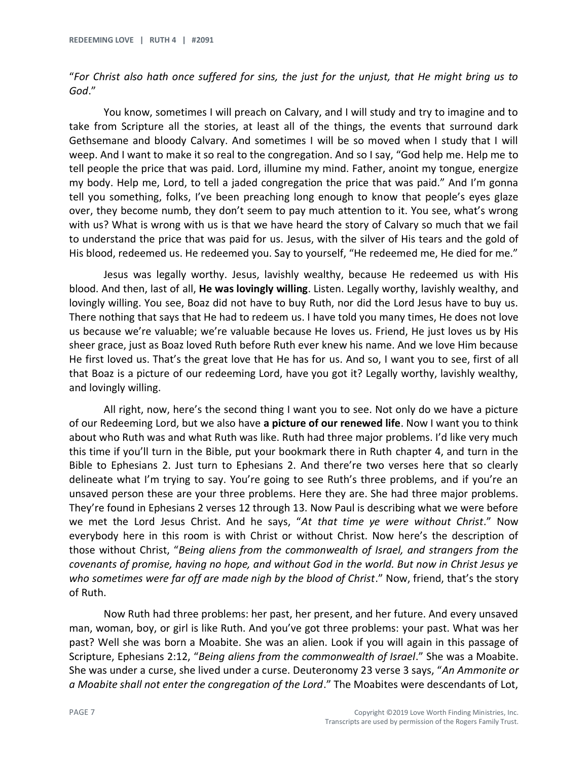"*For Christ also hath once suffered for sins, the just for the unjust, that He might bring us to God*."

You know, sometimes I will preach on Calvary, and I will study and try to imagine and to take from Scripture all the stories, at least all of the things, the events that surround dark Gethsemane and bloody Calvary. And sometimes I will be so moved when I study that I will weep. And I want to make it so real to the congregation. And so I say, "God help me. Help me to tell people the price that was paid. Lord, illumine my mind. Father, anoint my tongue, energize my body. Help me, Lord, to tell a jaded congregation the price that was paid." And I'm gonna tell you something, folks, I've been preaching long enough to know that people's eyes glaze over, they become numb, they don't seem to pay much attention to it. You see, what's wrong with us? What is wrong with us is that we have heard the story of Calvary so much that we fail to understand the price that was paid for us. Jesus, with the silver of His tears and the gold of His blood, redeemed us. He redeemed you. Say to yourself, "He redeemed me, He died for me."

Jesus was legally worthy. Jesus, lavishly wealthy, because He redeemed us with His blood. And then, last of all, **He was lovingly willing**. Listen. Legally worthy, lavishly wealthy, and lovingly willing. You see, Boaz did not have to buy Ruth, nor did the Lord Jesus have to buy us. There nothing that says that He had to redeem us. I have told you many times, He does not love us because we're valuable; we're valuable because He loves us. Friend, He just loves us by His sheer grace, just as Boaz loved Ruth before Ruth ever knew his name. And we love Him because He first loved us. That's the great love that He has for us. And so, I want you to see, first of all that Boaz is a picture of our redeeming Lord, have you got it? Legally worthy, lavishly wealthy, and lovingly willing.

All right, now, here's the second thing I want you to see. Not only do we have a picture of our Redeeming Lord, but we also have **a picture of our renewed life**. Now I want you to think about who Ruth was and what Ruth was like. Ruth had three major problems. I'd like very much this time if you'll turn in the Bible, put your bookmark there in Ruth chapter 4, and turn in the Bible to Ephesians 2. Just turn to Ephesians 2. And there're two verses here that so clearly delineate what I'm trying to say. You're going to see Ruth's three problems, and if you're an unsaved person these are your three problems. Here they are. She had three major problems. They're found in Ephesians 2 verses 12 through 13. Now Paul is describing what we were before we met the Lord Jesus Christ. And he says, "*At that time ye were without Christ*." Now everybody here in this room is with Christ or without Christ. Now here's the description of those without Christ, "*Being aliens from the commonwealth of Israel, and strangers from the covenants of promise, having no hope, and without God in the world. But now in Christ Jesus ye who sometimes were far off are made nigh by the blood of Christ*." Now, friend, that's the story of Ruth.

Now Ruth had three problems: her past, her present, and her future. And every unsaved man, woman, boy, or girl is like Ruth. And you've got three problems: your past. What was her past? Well she was born a Moabite. She was an alien. Look if you will again in this passage of Scripture, Ephesians 2:12, "*Being aliens from the commonwealth of Israel*." She was a Moabite. She was under a curse, she lived under a curse. Deuteronomy 23 verse 3 says, "*An Ammonite or a Moabite shall not enter the congregation of the Lord*." The Moabites were descendants of Lot,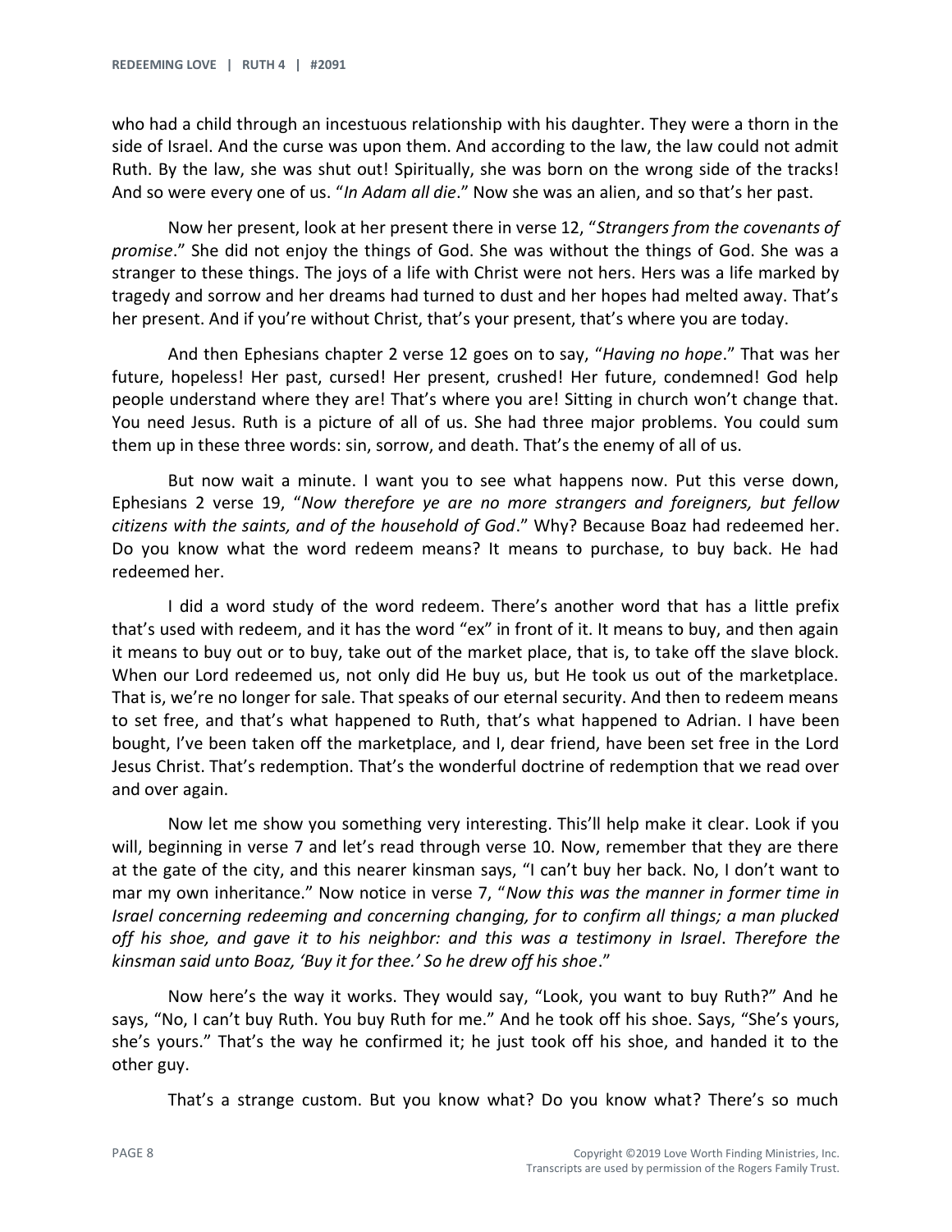who had a child through an incestuous relationship with his daughter. They were a thorn in the side of Israel. And the curse was upon them. And according to the law, the law could not admit Ruth. By the law, she was shut out! Spiritually, she was born on the wrong side of the tracks! And so were every one of us. "*In Adam all die*." Now she was an alien, and so that's her past.

Now her present, look at her present there in verse 12, "*Strangers from the covenants of promise*." She did not enjoy the things of God. She was without the things of God. She was a stranger to these things. The joys of a life with Christ were not hers. Hers was a life marked by tragedy and sorrow and her dreams had turned to dust and her hopes had melted away. That's her present. And if you're without Christ, that's your present, that's where you are today.

And then Ephesians chapter 2 verse 12 goes on to say, "*Having no hope*." That was her future, hopeless! Her past, cursed! Her present, crushed! Her future, condemned! God help people understand where they are! That's where you are! Sitting in church won't change that. You need Jesus. Ruth is a picture of all of us. She had three major problems. You could sum them up in these three words: sin, sorrow, and death. That's the enemy of all of us.

But now wait a minute. I want you to see what happens now. Put this verse down, Ephesians 2 verse 19, "*Now therefore ye are no more strangers and foreigners, but fellow citizens with the saints, and of the household of God*." Why? Because Boaz had redeemed her. Do you know what the word redeem means? It means to purchase, to buy back. He had redeemed her.

I did a word study of the word redeem. There's another word that has a little prefix that's used with redeem, and it has the word "ex" in front of it. It means to buy, and then again it means to buy out or to buy, take out of the market place, that is, to take off the slave block. When our Lord redeemed us, not only did He buy us, but He took us out of the marketplace. That is, we're no longer for sale. That speaks of our eternal security. And then to redeem means to set free, and that's what happened to Ruth, that's what happened to Adrian. I have been bought, I've been taken off the marketplace, and I, dear friend, have been set free in the Lord Jesus Christ. That's redemption. That's the wonderful doctrine of redemption that we read over and over again.

Now let me show you something very interesting. This'll help make it clear. Look if you will, beginning in verse 7 and let's read through verse 10. Now, remember that they are there at the gate of the city, and this nearer kinsman says, "I can't buy her back. No, I don't want to mar my own inheritance." Now notice in verse 7, "*Now this was the manner in former time in Israel concerning redeeming and concerning changing, for to confirm all things; a man plucked off his shoe, and gave it to his neighbor: and this was a testimony in Israel*. *Therefore the kinsman said unto Boaz, 'Buy it for thee.' So he drew off his shoe*."

Now here's the way it works. They would say, "Look, you want to buy Ruth?" And he says, "No, I can't buy Ruth. You buy Ruth for me." And he took off his shoe. Says, "She's yours, she's yours." That's the way he confirmed it; he just took off his shoe, and handed it to the other guy.

That's a strange custom. But you know what? Do you know what? There's so much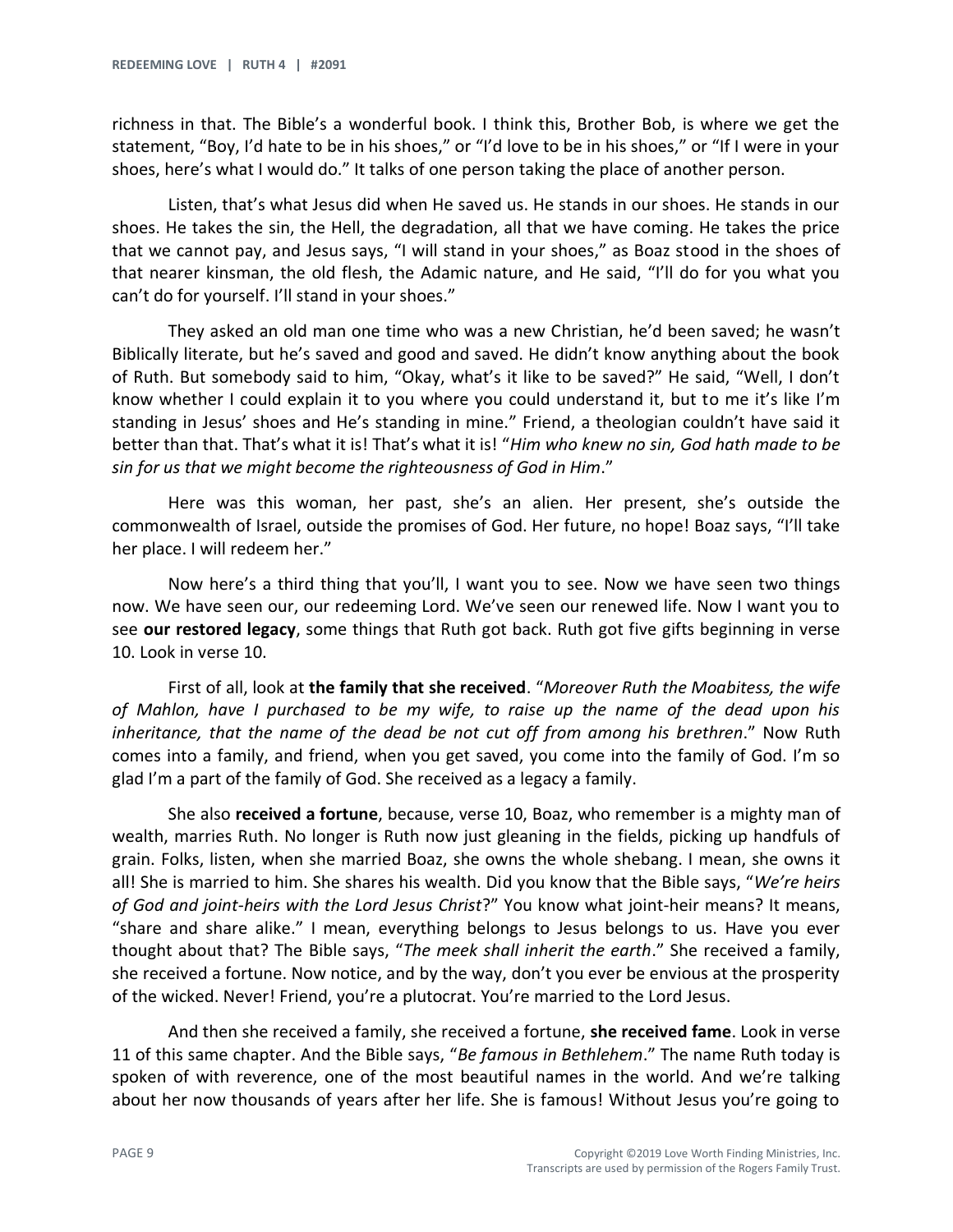richness in that. The Bible's a wonderful book. I think this, Brother Bob, is where we get the statement, "Boy, I'd hate to be in his shoes," or "I'd love to be in his shoes," or "If I were in your shoes, here's what I would do." It talks of one person taking the place of another person.

Listen, that's what Jesus did when He saved us. He stands in our shoes. He stands in our shoes. He takes the sin, the Hell, the degradation, all that we have coming. He takes the price that we cannot pay, and Jesus says, "I will stand in your shoes," as Boaz stood in the shoes of that nearer kinsman, the old flesh, the Adamic nature, and He said, "I'll do for you what you can't do for yourself. I'll stand in your shoes."

They asked an old man one time who was a new Christian, he'd been saved; he wasn't Biblically literate, but he's saved and good and saved. He didn't know anything about the book of Ruth. But somebody said to him, "Okay, what's it like to be saved?" He said, "Well, I don't know whether I could explain it to you where you could understand it, but to me it's like I'm standing in Jesus' shoes and He's standing in mine." Friend, a theologian couldn't have said it better than that. That's what it is! That's what it is! "*Him who knew no sin, God hath made to be sin for us that we might become the righteousness of God in Him*."

Here was this woman, her past, she's an alien. Her present, she's outside the commonwealth of Israel, outside the promises of God. Her future, no hope! Boaz says, "I'll take her place. I will redeem her."

Now here's a third thing that you'll, I want you to see. Now we have seen two things now. We have seen our, our redeeming Lord. We've seen our renewed life. Now I want you to see **our restored legacy**, some things that Ruth got back. Ruth got five gifts beginning in verse 10. Look in verse 10.

First of all, look at **the family that she received**. "*Moreover Ruth the Moabitess, the wife of Mahlon, have I purchased to be my wife, to raise up the name of the dead upon his inheritance, that the name of the dead be not cut off from among his brethren*." Now Ruth comes into a family, and friend, when you get saved, you come into the family of God. I'm so glad I'm a part of the family of God. She received as a legacy a family.

She also **received a fortune**, because, verse 10, Boaz, who remember is a mighty man of wealth, marries Ruth. No longer is Ruth now just gleaning in the fields, picking up handfuls of grain. Folks, listen, when she married Boaz, she owns the whole shebang. I mean, she owns it all! She is married to him. She shares his wealth. Did you know that the Bible says, "*We're heirs of God and joint-heirs with the Lord Jesus Christ*?" You know what joint-heir means? It means, "share and share alike." I mean, everything belongs to Jesus belongs to us. Have you ever thought about that? The Bible says, "*The meek shall inherit the earth*." She received a family, she received a fortune. Now notice, and by the way, don't you ever be envious at the prosperity of the wicked. Never! Friend, you're a plutocrat. You're married to the Lord Jesus.

And then she received a family, she received a fortune, **she received fame**. Look in verse 11 of this same chapter. And the Bible says, "*Be famous in Bethlehem*." The name Ruth today is spoken of with reverence, one of the most beautiful names in the world. And we're talking about her now thousands of years after her life. She is famous! Without Jesus you're going to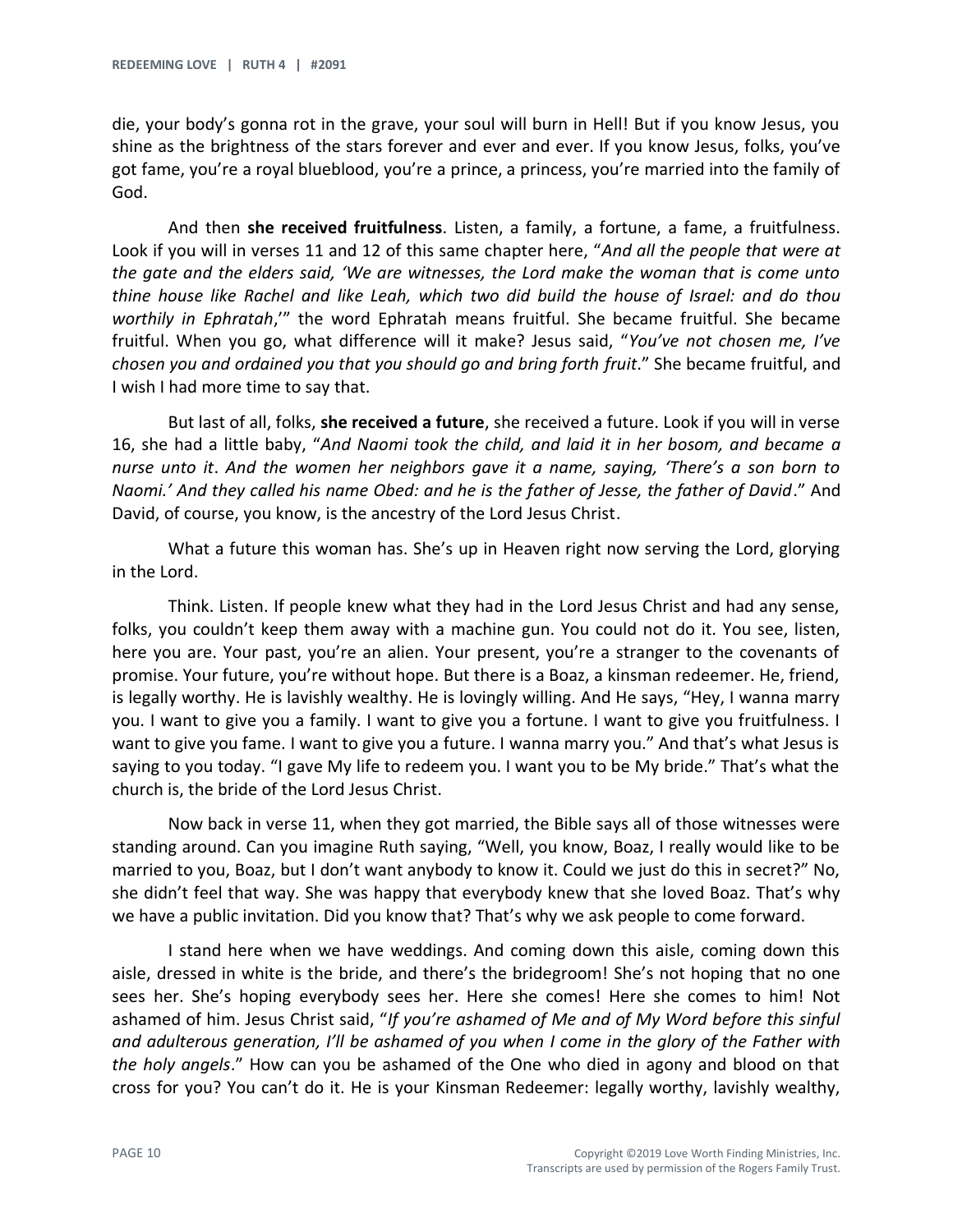die, your body's gonna rot in the grave, your soul will burn in Hell! But if you know Jesus, you shine as the brightness of the stars forever and ever and ever. If you know Jesus, folks, you've got fame, you're a royal blueblood, you're a prince, a princess, you're married into the family of God.

And then **she received fruitfulness**. Listen, a family, a fortune, a fame, a fruitfulness. Look if you will in verses 11 and 12 of this same chapter here, "*And all the people that were at the gate and the elders said, 'We are witnesses, the Lord make the woman that is come unto thine house like Rachel and like Leah, which two did build the house of Israel: and do thou worthily in Ephratah*,'" the word Ephratah means fruitful. She became fruitful. She became fruitful. When you go, what difference will it make? Jesus said, "*You've not chosen me, I've chosen you and ordained you that you should go and bring forth fruit*." She became fruitful, and I wish I had more time to say that.

But last of all, folks, **she received a future**, she received a future. Look if you will in verse 16, she had a little baby, "*And Naomi took the child, and laid it in her bosom, and became a nurse unto it*. *And the women her neighbors gave it a name, saying, 'There's a son born to Naomi.' And they called his name Obed: and he is the father of Jesse, the father of David*." And David, of course, you know, is the ancestry of the Lord Jesus Christ.

What a future this woman has. She's up in Heaven right now serving the Lord, glorying in the Lord.

Think. Listen. If people knew what they had in the Lord Jesus Christ and had any sense, folks, you couldn't keep them away with a machine gun. You could not do it. You see, listen, here you are. Your past, you're an alien. Your present, you're a stranger to the covenants of promise. Your future, you're without hope. But there is a Boaz, a kinsman redeemer. He, friend, is legally worthy. He is lavishly wealthy. He is lovingly willing. And He says, "Hey, I wanna marry you. I want to give you a family. I want to give you a fortune. I want to give you fruitfulness. I want to give you fame. I want to give you a future. I wanna marry you." And that's what Jesus is saying to you today. "I gave My life to redeem you. I want you to be My bride." That's what the church is, the bride of the Lord Jesus Christ.

Now back in verse 11, when they got married, the Bible says all of those witnesses were standing around. Can you imagine Ruth saying, "Well, you know, Boaz, I really would like to be married to you, Boaz, but I don't want anybody to know it. Could we just do this in secret?" No, she didn't feel that way. She was happy that everybody knew that she loved Boaz. That's why we have a public invitation. Did you know that? That's why we ask people to come forward.

I stand here when we have weddings. And coming down this aisle, coming down this aisle, dressed in white is the bride, and there's the bridegroom! She's not hoping that no one sees her. She's hoping everybody sees her. Here she comes! Here she comes to him! Not ashamed of him. Jesus Christ said, "*If you're ashamed of Me and of My Word before this sinful and adulterous generation, I'll be ashamed of you when I come in the glory of the Father with the holy angels*." How can you be ashamed of the One who died in agony and blood on that cross for you? You can't do it. He is your Kinsman Redeemer: legally worthy, lavishly wealthy,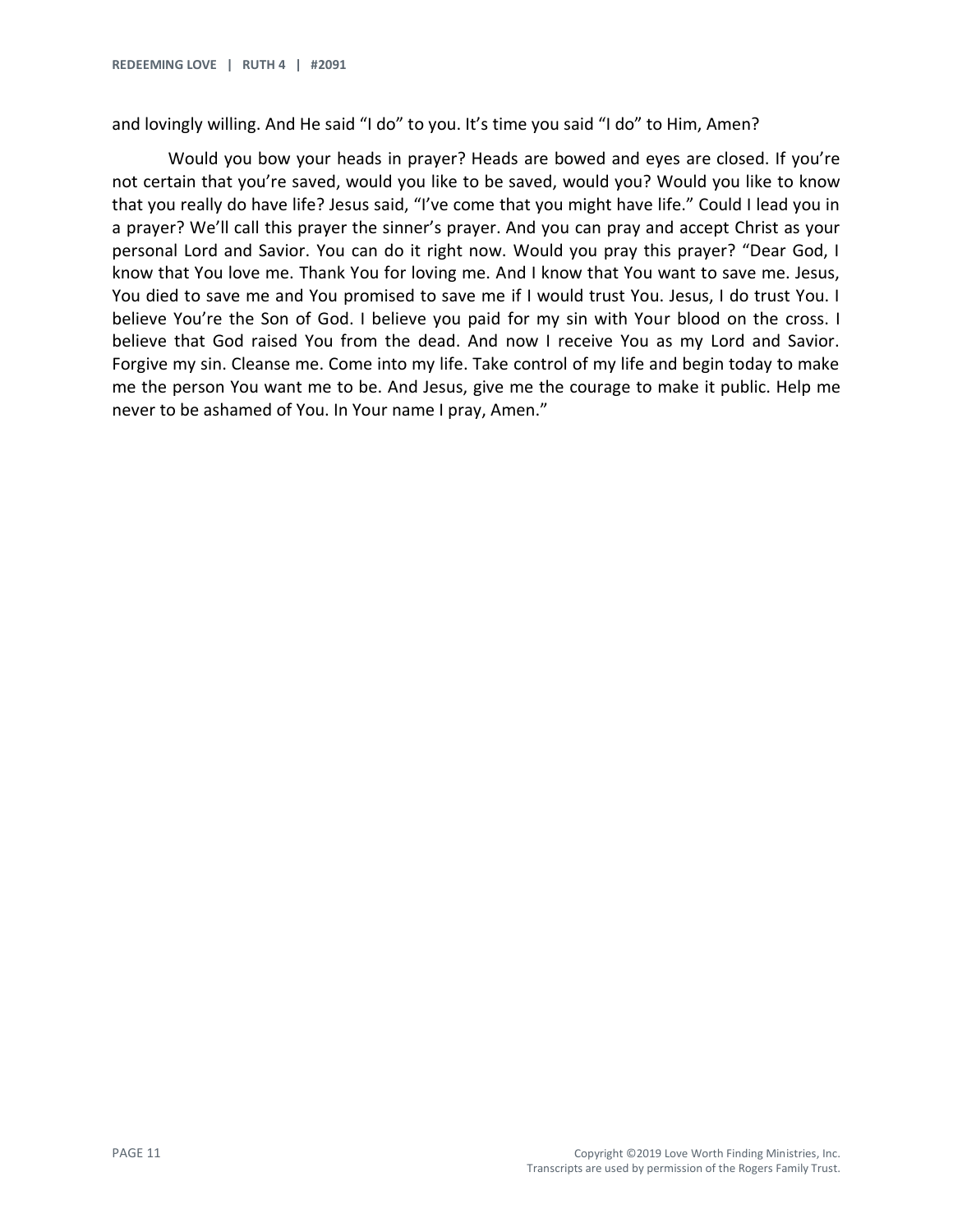and lovingly willing. And He said "I do" to you. It's time you said "I do" to Him, Amen?

Would you bow your heads in prayer? Heads are bowed and eyes are closed. If you're not certain that you're saved, would you like to be saved, would you? Would you like to know that you really do have life? Jesus said, "I've come that you might have life." Could I lead you in a prayer? We'll call this prayer the sinner's prayer. And you can pray and accept Christ as your personal Lord and Savior. You can do it right now. Would you pray this prayer? "Dear God, I know that You love me. Thank You for loving me. And I know that You want to save me. Jesus, You died to save me and You promised to save me if I would trust You. Jesus, I do trust You. I believe You're the Son of God. I believe you paid for my sin with Your blood on the cross. I believe that God raised You from the dead. And now I receive You as my Lord and Savior. Forgive my sin. Cleanse me. Come into my life. Take control of my life and begin today to make me the person You want me to be. And Jesus, give me the courage to make it public. Help me never to be ashamed of You. In Your name I pray, Amen."